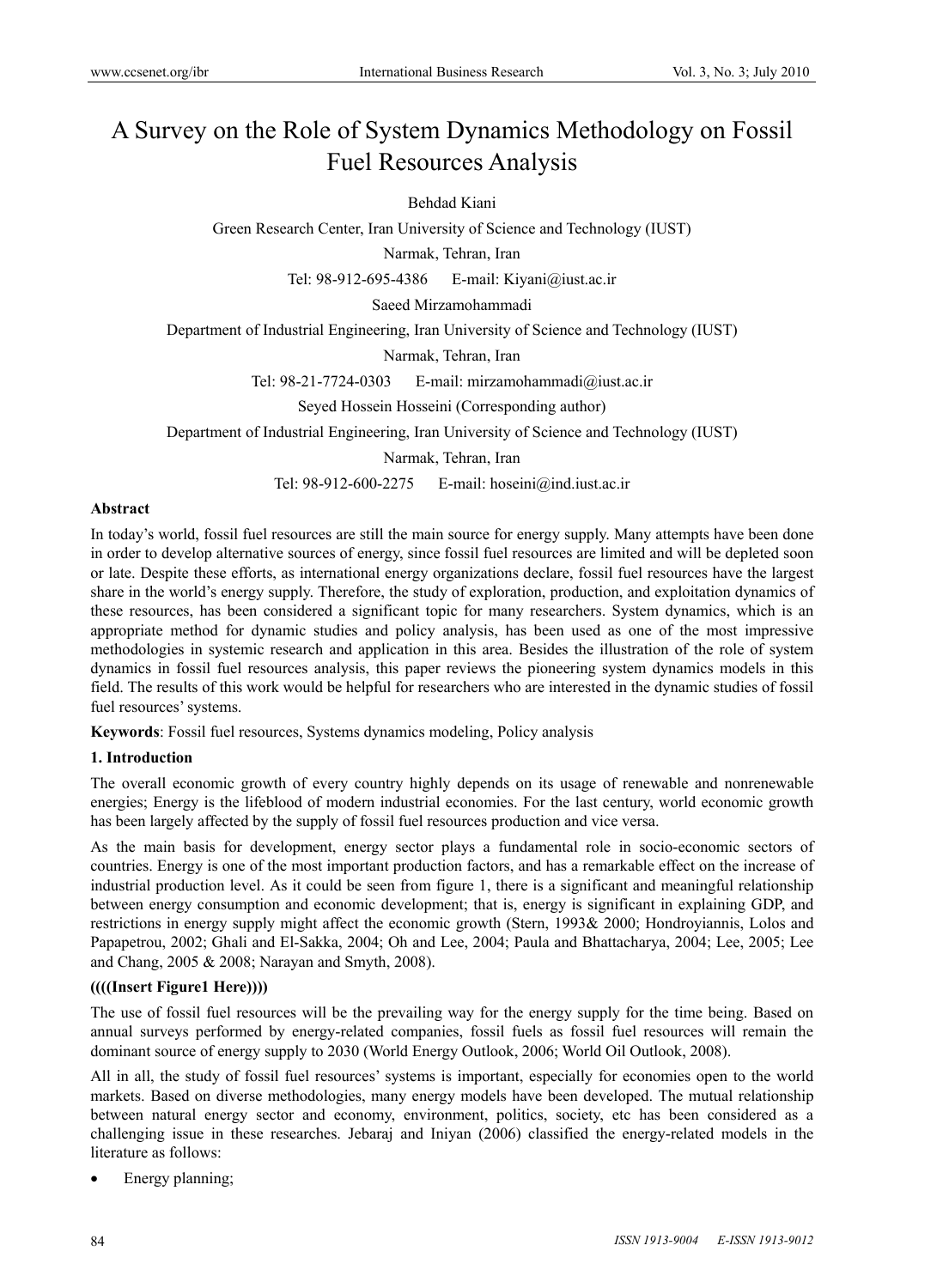# A Survey on the Role of System Dynamics Methodology on Fossil Fuel Resources Analysis

Behdad Kiani

Green Research Center, Iran University of Science and Technology (IUST)

Narmak, Tehran, Iran

Tel: 98-912-695-4386 E-mail: Kiyani@iust.ac.ir

Saeed Mirzamohammadi

Department of Industrial Engineering, Iran University of Science and Technology (IUST)

Narmak, Tehran, Iran

Tel: 98-21-7724-0303 E-mail: mirzamohammadi@iust.ac.ir

Seyed Hossein Hosseini (Corresponding author)

Department of Industrial Engineering, Iran University of Science and Technology (IUST)

Narmak, Tehran, Iran

Tel: 98-912-600-2275 E-mail: hoseini@ind.iust.ac.ir

**Abstract**

In today's world, fossil fuel resources are still the main source for energy supply. Many attempts have been done in order to develop alternative sources of energy, since fossil fuel resources are limited and will be depleted soon or late. Despite these efforts, as international energy organizations declare, fossil fuel resources have the largest share in the world's energy supply. Therefore, the study of exploration, production, and exploitation dynamics of these resources, has been considered a significant topic for many researchers. System dynamics, which is an appropriate method for dynamic studies and policy analysis, has been used as one of the most impressive methodologies in systemic research and application in this area. Besides the illustration of the role of system dynamics in fossil fuel resources analysis, this paper reviews the pioneering system dynamics models in this field. The results of this work would be helpful for researchers who are interested in the dynamic studies of fossil fuel resources' systems.

**Keywords**: Fossil fuel resources, Systems dynamics modeling, Policy analysis

## 1. Introduction

The overall economic growth of every country highly depends on its usage of renewable and nonrenewable energies; Energy is the lifeblood of modern industrial economies. For the last century, world economic growth has been largely affected by the supply of fossil fuel resources production and vice versa.

As the main basis for development, energy sector plays a fundamental role in socio-economic sectors of countries. Energy is one of the most important production factors, and has a remarkable effect on the increase of industrial production level. As it could be seen from figure 1, there is a significant and meaningful relationship between energy consumption and economic development; that is, energy is significant in explaining GDP, and restrictions in energy supply might affect the economic growth (Stern, 1993& 2000; Hondroyiannis, Lolos and Papapetrou, 2002; Ghali and El-Sakka, 2004; Oh and Lee, 2004; Paula and Bhattacharya, 2004; Lee, 2005; Lee and Chang, 2005 & 2008; Narayan and Smyth, 2008).

**((((Insert Figure1 Here))))**

The use of fossil fuel resources will be the prevailing way for the energy supply for the time being. Based on annual surveys performed by energy-related companies, fossil fuels as fossil fuel resources will remain the dominant source of energy supply to 2030 (World Energy Outlook, 2006; World Oil Outlook, 2008).

All in all, the study of fossil fuel resources' systems is important, especially for economies open to the world markets. Based on diverse methodologies, many energy models have been developed. The mutual relationship between natural energy sector and economy, environment, politics, society, etc has been considered as a challenging issue in these researches. Jebaraj and Iniyan (2006) classified the energy-related models in the literature as follows:

- Energy planning;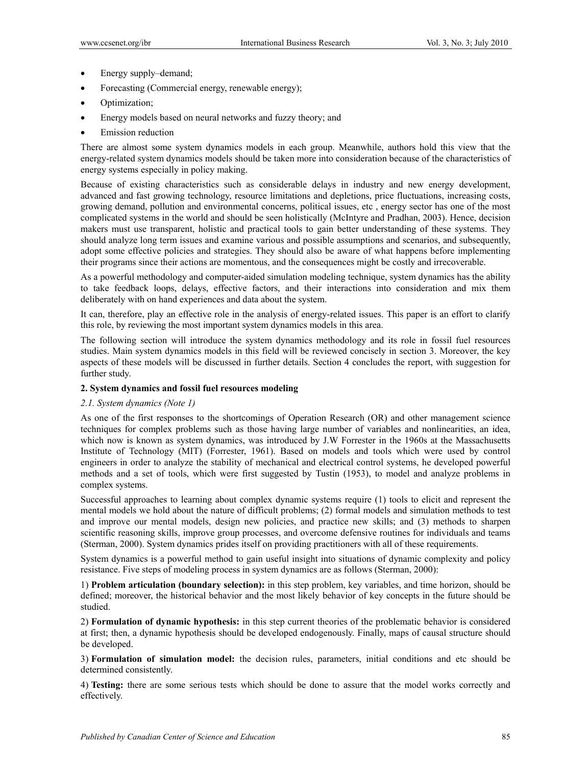- Energy supply–demand;
- Forecasting (Commercial energy, renewable energy);
- Optimization;
- Energy models based on neural networks and fuzzy theory; and
- Emission reduction

There are almost some system dynamics models in each group. Meanwhile, authors hold this view that the energy-related system dynamics models should be taken more into consideration because of the characteristics of energy systems especially in policy making.

Because of existing characteristics such as considerable delays in industry and new energy development, advanced and fast growing technology, resource limitations and depletions, price fluctuations, increasing costs, growing demand, pollution and environmental concerns, political issues, etc , energy sector has one of the most complicated systems in the world and should be seen holistically (McIntyre and Pradhan, 2003). Hence, decision makers must use transparent, holistic and practical tools to gain better understanding of these systems. They should analyze long term issues and examine various and possible assumptions and scenarios, and subsequently, adopt some effective policies and strategies. They should also be aware of what happens before implementing their programs since their actions are momentous, and the consequences might be costly and irrecoverable.

As a powerful methodology and computer-aided simulation modeling technique, system dynamics has the ability to take feedback loops, delays, effective factors, and their interactions into consideration and mix them deliberately with on hand experiences and data about the system.

It can, therefore, play an effective role in the analysis of energy-related issues. This paper is an effort to clarify this role, by reviewing the most important system dynamics models in this area.

The following section will introduce the system dynamics methodology and its role in fossil fuel resources studies. Main system dynamics models in this field will be reviewed concisely in section 3. Moreover, the key aspects of these models will be discussed in further details. Section 4 concludes the report, with suggestion for further study.

## 2. System dynamics and fossil fuel resources modeling

### *2.1. System dynamics (Note 1)*

As one of the first responses to the shortcomings of Operation Research (OR) and other management science techniques for complex problems such as those having large number of variables and nonlinearities, an idea, which now is known as system dynamics, was introduced by J.W Forrester in the 1960s at the Massachusetts Institute of Technology (MIT) (Forrester, 1961). Based on models and tools which were used by control engineers in order to analyze the stability of mechanical and electrical control systems, he developed powerful methods and a set of tools, which were first suggested by Tustin (1953), to model and analyze problems in complex systems.

Successful approaches to learning about complex dynamic systems require (1) tools to elicit and represent the mental models we hold about the nature of difficult problems; (2) formal models and simulation methods to test and improve our mental models, design new policies, and practice new skills; and (3) methods to sharpen scientific reasoning skills, improve group processes, and overcome defensive routines for individuals and teams (Sterman, 2000). System dynamics prides itself on providing practitioners with all of these requirements.

System dynamics is a powerful method to gain useful insight into situations of dynamic complexity and policy resistance. Five steps of modeling process in system dynamics are as follows (Sterman, 2000):

1) **Problem articulation (boundary selection):** in this step problem, key variables, and time horizon, should be defined; moreover, the historical behavior and the most likely behavior of key concepts in the future should be studied.

2) **Formulation of dynamic hypothesis:** in this step current theories of the problematic behavior is considered at first; then, a dynamic hypothesis should be developed endogenously. Finally, maps of causal structure should be developed.

3) **Formulation of simulation model:** the decision rules, parameters, initial conditions and etc should be determined consistently.

4) **Testing:** there are some serious tests which should be done to assure that the model works correctly and effectively.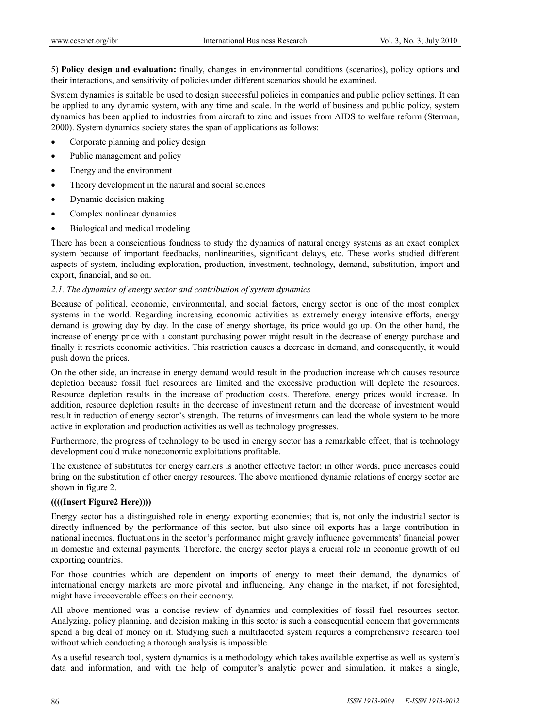5) **Policy design and evaluation:** finally, changes in environmental conditions (scenarios), policy options and their interactions, and sensitivity of policies under different scenarios should be examined.

System dynamics is suitable be used to design successful policies in companies and public policy settings. It can be applied to any dynamic system, with any time and scale. In the world of business and public policy, system dynamics has been applied to industries from aircraft to zinc and issues from AIDS to welfare reform (Sterman, 2000). System dynamics society states the span of applications as follows:

- Corporate planning and policy design
- Public management and policy
- Energy and the environment
- Theory development in the natural and social sciences
- Dynamic decision making
- Complex nonlinear dynamics
- Biological and medical modeling

There has been a conscientious fondness to study the dynamics of natural energy systems as an exact complex system because of important feedbacks, nonlinearities, significant delays, etc. These works studied different aspects of system, including exploration, production, investment, technology, demand, substitution, import and export, financial, and so on.

*2.1. The dynamics of energy sector and contribution of system dynamics*

Because of political, economic, environmental, and social factors, energy sector is one of the most complex systems in the world. Regarding increasing economic activities as extremely energy intensive efforts, energy demand is growing day by day. In the case of energy shortage, its price would go up. On the other hand, the increase of energy price with a constant purchasing power might result in the decrease of energy purchase and finally it restricts economic activities. This restriction causes a decrease in demand, and consequently, it would push down the prices.

On the other side, an increase in energy demand would result in the production increase which causes resource depletion because fossil fuel resources are limited and the excessive production will deplete the resources. Resource depletion results in the increase of production costs. Therefore, energy prices would increase. In addition, resource depletion results in the decrease of investment return and the decrease of investment would result in reduction of energy sector's strength. The returns of investments can lead the whole system to be more active in exploration and production activities as well as technology progresses.

Furthermore, the progress of technology to be used in energy sector has a remarkable effect; that is technology development could make noneconomic exploitations profitable.

The existence of substitutes for energy carriers is another effective factor; in other words, price increases could bring on the substitution of other energy resources. The above mentioned dynamic relations of energy sector are shown in figure 2.

**((((Insert Figure2 Here))))**

Energy sector has a distinguished role in energy exporting economies; that is, not only the industrial sector is directly influenced by the performance of this sector, but also since oil exports has a large contribution in national incomes, fluctuations in the sector's performance might gravely influence governments' financial power in domestic and external payments. Therefore, the energy sector plays a crucial role in economic growth of oil exporting countries.

For those countries which are dependent on imports of energy to meet their demand, the dynamics of international energy markets are more pivotal and influencing. Any change in the market, if not foresighted, might have irrecoverable effects on their economy.

All above mentioned was a concise review of dynamics and complexities of fossil fuel resources sector. Analyzing, policy planning, and decision making in this sector is such a consequential concern that governments spend a big deal of money on it. Studying such a multifaceted system requires a comprehensive research tool without which conducting a thorough analysis is impossible.

As a useful research tool, system dynamics is a methodology which takes available expertise as well as system's data and information, and with the help of computer's analytic power and simulation, it makes a single,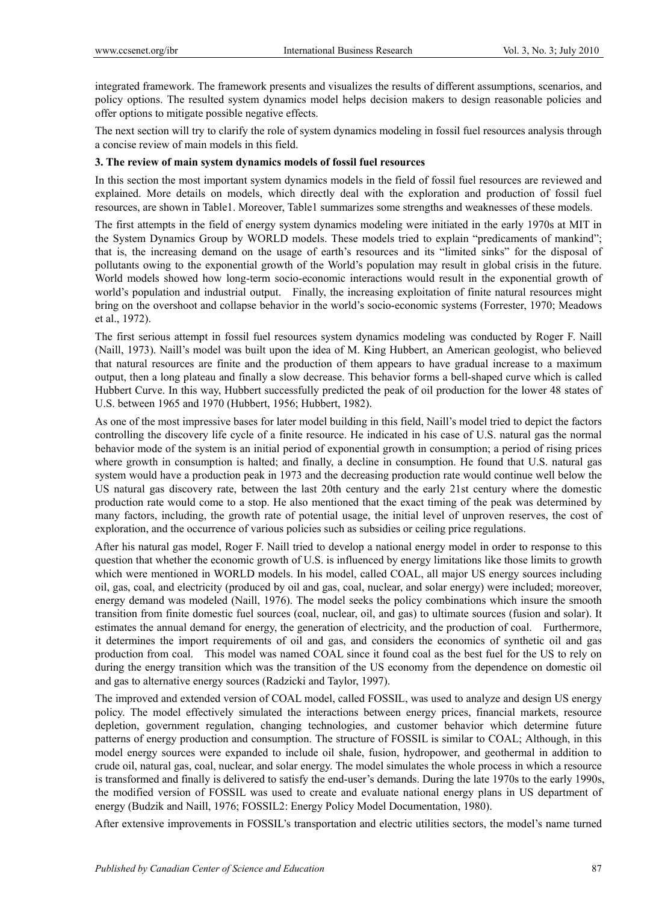integrated framework. The framework presents and visualizes the results of different assumptions, scenarios, and policy options. The resulted system dynamics model helps decision makers to design reasonable policies and offer options to mitigate possible negative effects.

The next section will try to clarify the role of system dynamics modeling in fossil fuel resources analysis through a concise review of main models in this field.

**3. The review of main system dynamics models of fossil fuel resources**

In this section the most important system dynamics models in the field of fossil fuel resources are reviewed and explained. More details on models, which directly deal with the exploration and production of fossil fuel resources, are shown in Table1. Moreover, Table1 summarizes some strengths and weaknesses of these models.

The first attempts in the field of energy system dynamics modeling were initiated in the early 1970s at MIT in the System Dynamics Group by WORLD models. These models tried to explain "predicaments of mankind"; that is, the increasing demand on the usage of earth's resources and its "limited sinks" for the disposal of pollutants owing to the exponential growth of the World's population may result in global crisis in the future. World models showed how long-term socio-economic interactions would result in the exponential growth of world's population and industrial output. Finally, the increasing exploitation of finite natural resources might bring on the overshoot and collapse behavior in the world's socio-economic systems (Forrester, 1970; Meadows et al., 1972).

The first serious attempt in fossil fuel resources system dynamics modeling was conducted by Roger F. Naill (Naill, 1973). Naill's model was built upon the idea of M. King Hubbert, an American geologist, who believed that natural resources are finite and the production of them appears to have gradual increase to a maximum output, then a long plateau and finally a slow decrease. This behavior forms a bell-shaped curve which is called Hubbert Curve. In this way, Hubbert successfully predicted the peak of oil production for the lower 48 states of U.S. between 1965 and 1970 (Hubbert, 1956; Hubbert, 1982).

As one of the most impressive bases for later model building in this field, Naill's model tried to depict the factors controlling the discovery life cycle of a finite resource. He indicated in his case of U.S. natural gas the normal behavior mode of the system is an initial period of exponential growth in consumption; a period of rising prices where growth in consumption is halted; and finally, a decline in consumption. He found that U.S. natural gas system would have a production peak in 1973 and the decreasing production rate would continue well below the US natural gas discovery rate, between the last 20th century and the early 21st century where the domestic production rate would come to a stop. He also mentioned that the exact timing of the peak was determined by many factors, including, the growth rate of potential usage, the initial level of unproven reserves, the cost of exploration, and the occurrence of various policies such as subsidies or ceiling price regulations.

After his natural gas model, Roger F. Naill tried to develop a national energy model in order to response to this question that whether the economic growth of U.S. is influenced by energy limitations like those limits to growth which were mentioned in WORLD models. In his model, called COAL, all major US energy sources including oil, gas, coal, and electricity (produced by oil and gas, coal, nuclear, and solar energy) were included; moreover, energy demand was modeled (Naill, 1976). The model seeks the policy combinations which insure the smooth transition from finite domestic fuel sources (coal, nuclear, oil, and gas) to ultimate sources (fusion and solar). It estimates the annual demand for energy, the generation of electricity, and the production of coal. Furthermore, it determines the import requirements of oil and gas, and considers the economics of synthetic oil and gas production from coal. This model was named COAL since it found coal as the best fuel for the US to rely on during the energy transition which was the transition of the US economy from the dependence on domestic oil and gas to alternative energy sources (Radzicki and Taylor, 1997).

The improved and extended version of COAL model, called FOSSIL, was used to analyze and design US energy policy. The model effectively simulated the interactions between energy prices, financial markets, resource depletion, government regulation, changing technologies, and customer behavior which determine future patterns of energy production and consumption. The structure of FOSSIL is similar to COAL; Although, in this model energy sources were expanded to include oil shale, fusion, hydropower, and geothermal in addition to crude oil, natural gas, coal, nuclear, and solar energy. The model simulates the whole process in which a resource is transformed and finally is delivered to satisfy the end-user's demands. During the late 1970s to the early 1990s, the modified version of FOSSIL was used to create and evaluate national energy plans in US department of energy (Budzik and Naill, 1976; FOSSIL2: Energy Policy Model Documentation, 1980).

After extensive improvements in FOSSIL's transportation and electric utilities sectors, the model's name turned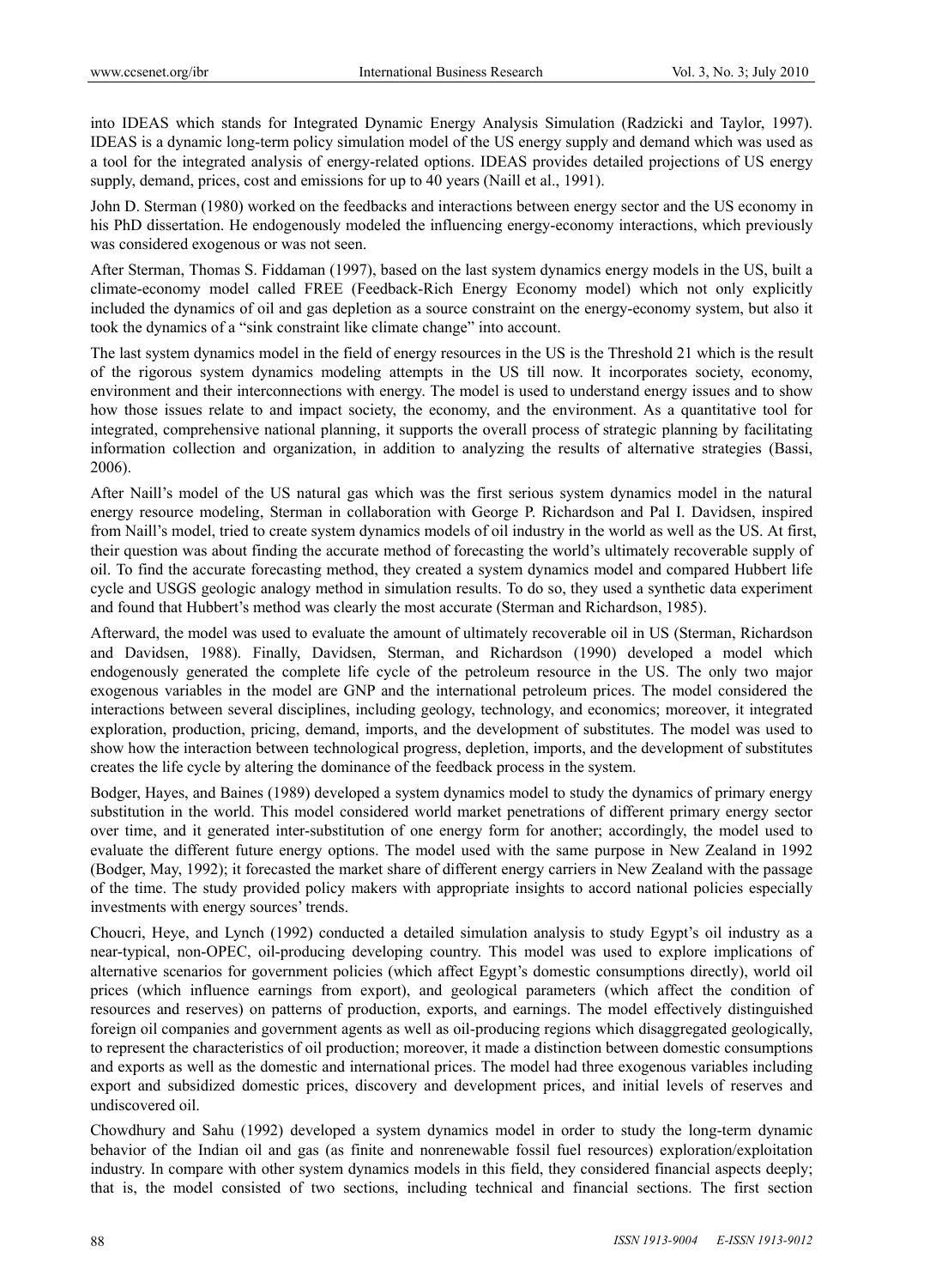into IDEAS which stands for Integrated Dynamic Energy Analysis Simulation (Radzicki and Taylor, 1997). IDEAS is a dynamic long-term policy simulation model of the US energy supply and demand which was used as a tool for the integrated analysis of energy-related options. IDEAS provides detailed projections of US energy supply, demand, prices, cost and emissions for up to 40 years (Naill et al., 1991).

John D. Sterman (1980) worked on the feedbacks and interactions between energy sector and the US economy in his PhD dissertation. He endogenously modeled the influencing energy-economy interactions, which previously was considered exogenous or was not seen.

After Sterman, Thomas S. Fiddaman (1997), based on the last system dynamics energy models in the US, built a climate-economy model called FREE (Feedback-Rich Energy Economy model) which not only explicitly included the dynamics of oil and gas depletion as a source constraint on the energy-economy system, but also it took the dynamics of a "sink constraint like climate change" into account.

The last system dynamics model in the field of energy resources in the US is the Threshold 21 which is the result of the rigorous system dynamics modeling attempts in the US till now. It incorporates society, economy, environment and their interconnections with energy. The model is used to understand energy issues and to show how those issues relate to and impact society, the economy, and the environment. As a quantitative tool for integrated, comprehensive national planning, it supports the overall process of strategic planning by facilitating information collection and organization, in addition to analyzing the results of alternative strategies (Bassi, 2006).

After Naill's model of the US natural gas which was the first serious system dynamics model in the natural energy resource modeling, Sterman in collaboration with George P. Richardson and Pal I. Davidsen, inspired from Naill's model, tried to create system dynamics models of oil industry in the world as well as the US. At first, their question was about finding the accurate method of forecasting the world's ultimately recoverable supply of oil. To find the accurate forecasting method, they created a system dynamics model and compared Hubbert life cycle and USGS geologic analogy method in simulation results. To do so, they used a synthetic data experiment and found that Hubbert's method was clearly the most accurate (Sterman and Richardson, 1985).

Afterward, the model was used to evaluate the amount of ultimately recoverable oil in US (Sterman, Richardson and Davidsen, 1988). Finally, Davidsen, Sterman, and Richardson (1990) developed a model which endogenously generated the complete life cycle of the petroleum resource in the US. The only two major exogenous variables in the model are GNP and the international petroleum prices. The model considered the interactions between several disciplines, including geology, technology, and economics; moreover, it integrated exploration, production, pricing, demand, imports, and the development of substitutes. The model was used to show how the interaction between technological progress, depletion, imports, and the development of substitutes creates the life cycle by altering the dominance of the feedback process in the system.

Bodger, Hayes, and Baines (1989) developed a system dynamics model to study the dynamics of primary energy substitution in the world. This model considered world market penetrations of different primary energy sector over time, and it generated inter-substitution of one energy form for another; accordingly, the model used to evaluate the different future energy options. The model used with the same purpose in New Zealand in 1992 (Bodger, May, 1992); it forecasted the market share of different energy carriers in New Zealand with the passage of the time. The study provided policy makers with appropriate insights to accord national policies especially investments with energy sources' trends.

Choucri, Heye, and Lynch (1992) conducted a detailed simulation analysis to study Egypt's oil industry as a near-typical, non-OPEC, oil-producing developing country. This model was used to explore implications of alternative scenarios for government policies (which affect Egypt's domestic consumptions directly), world oil prices (which influence earnings from export), and geological parameters (which affect the condition of resources and reserves) on patterns of production, exports, and earnings. The model effectively distinguished foreign oil companies and government agents as well as oil-producing regions which disaggregated geologically, to represent the characteristics of oil production; moreover, it made a distinction between domestic consumptions and exports as well as the domestic and international prices. The model had three exogenous variables including export and subsidized domestic prices, discovery and development prices, and initial levels of reserves and undiscovered oil.

Chowdhury and Sahu (1992) developed a system dynamics model in order to study the long-term dynamic behavior of the Indian oil and gas (as finite and nonrenewable fossil fuel resources) exploration/exploitation industry. In compare with other system dynamics models in this field, they considered financial aspects deeply; that is, the model consisted of two sections, including technical and financial sections. The first section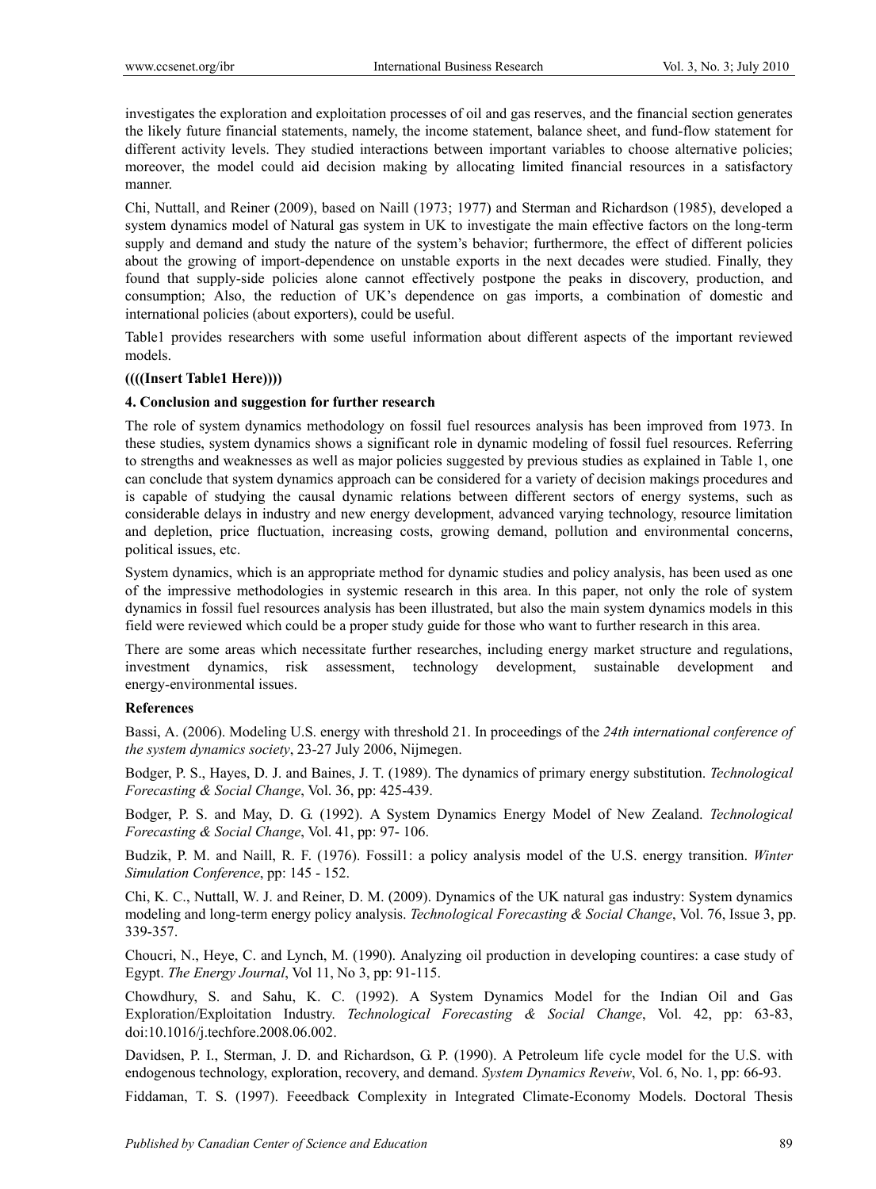investigates the exploration and exploitation processes of oil and gas reserves, and the financial section generates the likely future financial statements, namely, the income statement, balance sheet, and fund-flow statement for different activity levels. They studied interactions between important variables to choose alternative policies; moreover, the model could aid decision making by allocating limited financial resources in a satisfactory manner.

Chi, Nuttall, and Reiner (2009), based on Naill (1973; 1977) and Sterman and Richardson (1985), developed a system dynamics model of Natural gas system in UK to investigate the main effective factors on the long-term supply and demand and study the nature of the system's behavior; furthermore, the effect of different policies about the growing of import-dependence on unstable exports in the next decades were studied. Finally, they found that supply-side policies alone cannot effectively postpone the peaks in discovery, production, and consumption; Also, the reduction of UK's dependence on gas imports, a combination of domestic and international policies (about exporters), could be useful.

Table1 provides researchers with some useful information about different aspects of the important reviewed models.

**((((Insert Table1 Here))))**

## 4. Conclusion and suggestion for further research

The role of system dynamics methodology on fossil fuel resources analysis has been improved from 1973. In these studies, system dynamics shows a significant role in dynamic modeling of fossil fuel resources. Referring to strengths and weaknesses as well as major policies suggested by previous studies as explained in Table 1, one can conclude that system dynamics approach can be considered for a variety of decision makings procedures and is capable of studying the causal dynamic relations between different sectors of energy systems, such as considerable delays in industry and new energy development, advanced varying technology, resource limitation and depletion, price fluctuation, increasing costs, growing demand, pollution and environmental concerns, political issues, etc.

System dynamics, which is an appropriate method for dynamic studies and policy analysis, has been used as one of the impressive methodologies in systemic research in this area. In this paper, not only the role of system dynamics in fossil fuel resources analysis has been illustrated, but also the main system dynamics models in this field were reviewed which could be a proper study guide for those who want to further research in this area.

There are some areas which necessitate further researches, including energy market structure and regulations, investment dynamics, risk assessment, technology development, sustainable development and energy-environmental issues.

## References

Bassi, A. (2006). Modeling U.S. energy with threshold 21. In proceedings of the *24th international conference of the system dynamics society*, 23-27 July 2006, Nijmegen.

Bodger, P. S., Hayes, D. J. and Baines, J. T. (1989). The dynamics of primary energy substitution. *Technological Forecasting & Social Change*, Vol. 36, pp: 425-439.

Bodger, P. S. and May, D. G. (1992). A System Dynamics Energy Model of New Zealand. *Technological Forecasting & Social Change*, Vol. 41, pp: 97- 106.

Budzik, P. M. and Naill, R. F. (1976). Fossil1: a policy analysis model of the U.S. energy transition. *Winter Simulation Conference*, pp: 145 - 152.

Chi, K. C., Nuttall, W. J. and Reiner, D. M. (2009). Dynamics of the UK natural gas industry: System dynamics modeling and long-term energy policy analysis. *Technological Forecasting & Social Change*, Vol. 76, Issue 3, pp. 339-357.

Choucri, N., Heye, C. and Lynch, M. (1990). Analyzing oil production in developing countires: a case study of Egypt. *The Energy Journal*, Vol 11, No 3, pp: 91-115.

Chowdhury, S. and Sahu, K. C. (1992). A System Dynamics Model for the Indian Oil and Gas Exploration/Exploitation Industry. *Technological Forecasting & Social Change*, Vol. 42, pp: 63-83, doi:10.1016/j.techfore.2008.06.002.

Davidsen, P. I., Sterman, J. D. and Richardson, G. P. (1990). A Petroleum life cycle model for the U.S. with endogenous technology, exploration, recovery, and demand. *System Dynamics Reveiw*, Vol. 6, No. 1, pp: 66-93.

Fiddaman, T. S. (1997). Feeedback Complexity in Integrated Climate-Economy Models. Doctoral Thesis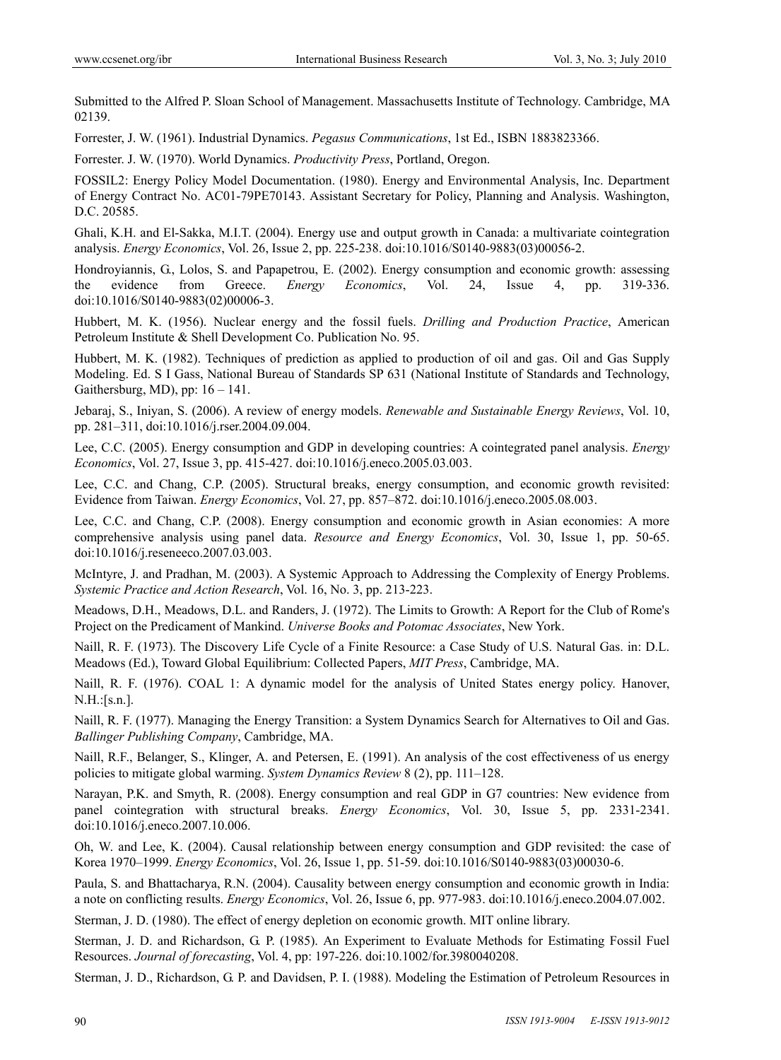Submitted to the Alfred P. Sloan School of Management. Massachusetts Institute of Technology. Cambridge, MA 02139.

Forrester, J. W. (1961). Industrial Dynamics. *Pegasus Communications*, 1st Ed., ISBN 1883823366.

Forrester. J. W. (1970). World Dynamics. *Productivity Press*, Portland, Oregon.

FOSSIL2: Energy Policy Model Documentation. (1980). Energy and Environmental Analysis, Inc. Department of Energy Contract No. AC01-79PE70143. Assistant Secretary for Policy, Planning and Analysis. Washington, D.C. 20585.

Ghali, K.H. and El-Sakka, M.I.T. (2004). Energy use and output growth in Canada: a multivariate cointegration analysis. *Energy Economics*, Vol. 26, Issue 2, pp. 225-238. doi:10.1016/S0140-9883(03)00056-2.

Hondroyiannis, G., Lolos, S. and Papapetrou, E. (2002). Energy consumption and economic growth: assessing the evidence from Greece. *Energy Economics*, Vol. 24, Issue 4, pp. 319-336. doi:10.1016/S0140-9883(02)00006-3.

Hubbert, M. K. (1956). Nuclear energy and the fossil fuels. *Drilling and Production Practice*, American Petroleum Institute & Shell Development Co. Publication No. 95.

Hubbert, M. K. (1982). Techniques of prediction as applied to production of oil and gas. Oil and Gas Supply Modeling. Ed. S I Gass, National Bureau of Standards SP 631 (National Institute of Standards and Technology, Gaithersburg, MD), pp: 16 – 141.

Jebaraj, S., Iniyan, S. (2006). A review of energy models. *Renewable and Sustainable Energy Reviews*, Vol. 10, pp. 281–311, doi:10.1016/j.rser.2004.09.004.

Lee, C.C. (2005). Energy consumption and GDP in developing countries: A cointegrated panel analysis. *Energy Economics*, Vol. 27, Issue 3, pp. 415-427. doi:10.1016/j.eneco.2005.03.003.

Lee, C.C. and Chang, C.P. (2005). Structural breaks, energy consumption, and economic growth revisited: Evidence from Taiwan. *Energy Economics*, Vol. 27, pp. 857–872. doi:10.1016/j.eneco.2005.08.003.

Lee, C.C. and Chang, C.P. (2008). Energy consumption and economic growth in Asian economies: A more comprehensive analysis using panel data. *Resource and Energy Economics*, Vol. 30, Issue 1, pp. 50-65. doi:10.1016/j.reseneeco.2007.03.003.

McIntyre, J. and Pradhan, M. (2003). A Systemic Approach to Addressing the Complexity of Energy Problems. *Systemic Practice and Action Research*, Vol. 16, No. 3, pp. 213-223.

Meadows, D.H., Meadows, D.L. and Randers, J. (1972). The Limits to Growth: A Report for the Club of Rome's Project on the Predicament of Mankind. *Universe Books and Potomac Associates*, New York.

Naill, R. F. (1973). The Discovery Life Cycle of a Finite Resource: a Case Study of U.S. Natural Gas. in: D.L. Meadows (Ed.), Toward Global Equilibrium: Collected Papers, *MIT Press*, Cambridge, MA.

Naill, R. F. (1976). COAL 1: A dynamic model for the analysis of United States energy policy. Hanover, N.H.:[s.n.].

Naill, R. F. (1977). Managing the Energy Transition: a System Dynamics Search for Alternatives to Oil and Gas. *Ballinger Publishing Company*, Cambridge, MA.

Naill, R.F., Belanger, S., Klinger, A. and Petersen, E. (1991). An analysis of the cost effectiveness of us energy policies to mitigate global warming. *System Dynamics Review* 8 (2), pp. 111–128.

Narayan, P.K. and Smyth, R. (2008). Energy consumption and real GDP in G7 countries: New evidence from panel cointegration with structural breaks. *Energy Economics*, Vol. 30, Issue 5, pp. 2331-2341. doi:10.1016/j.eneco.2007.10.006.

Oh, W. and Lee, K. (2004). Causal relationship between energy consumption and GDP revisited: the case of Korea 1970–1999. *Energy Economics*, Vol. 26, Issue 1, pp. 51-59. doi:10.1016/S0140-9883(03)00030-6.

Paula, S. and Bhattacharya, R.N. (2004). Causality between energy consumption and economic growth in India: a note on conflicting results. *Energy Economics*, Vol. 26, Issue 6, pp. 977-983. doi:10.1016/j.eneco.2004.07.002.

Sterman, J. D. (1980). The effect of energy depletion on economic growth. MIT online library.

Sterman, J. D. and Richardson, G. P. (1985). An Experiment to Evaluate Methods for Estimating Fossil Fuel Resources. *Journal of forecasting*, Vol. 4, pp: 197-226. doi:10.1002/for.3980040208.

Sterman, J. D., Richardson, G. P. and Davidsen, P. I. (1988). Modeling the Estimation of Petroleum Resources in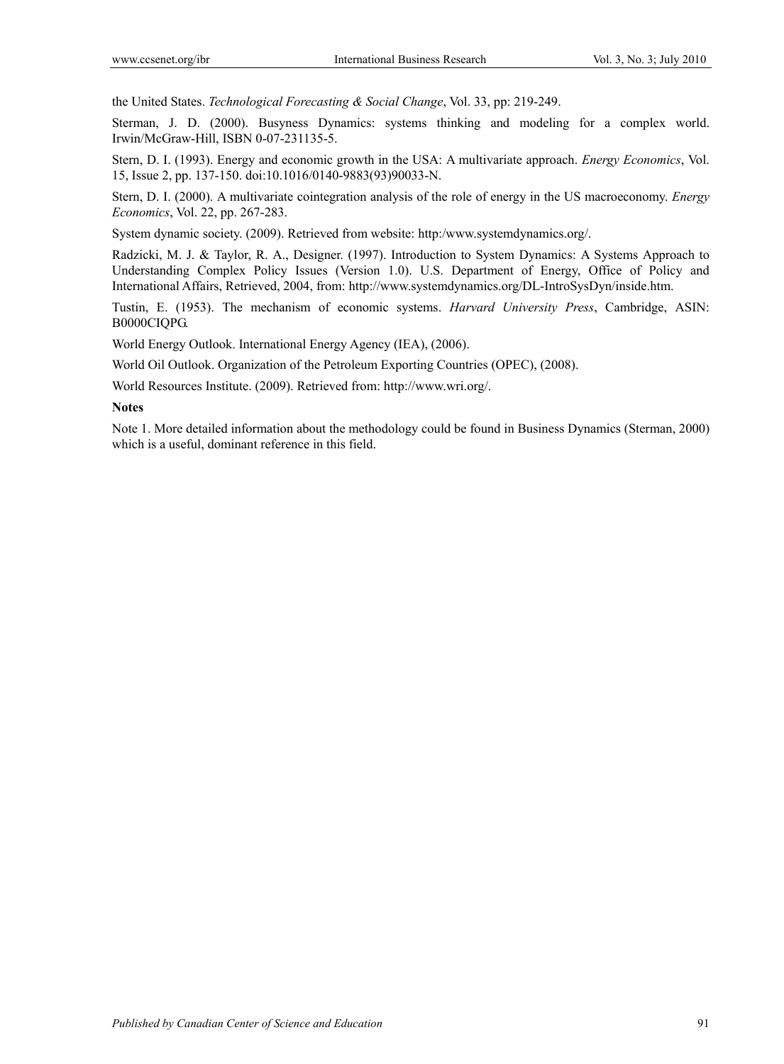the United States. *Technological Forecasting & Social Change*, Vol. 33, pp: 219-249.

Sterman, J. D. (2000). Busyness Dynamics: systems thinking and modeling for a complex world. Irwin/McGraw-Hill, ISBN 0-07-231135-5.

Stern, D. I. (1993). Energy and economic growth in the USA: A multivariate approach. *Energy Economics*, Vol. 15, Issue 2, pp. 137-150. doi:10.1016/0140-9883(93)90033-N.

Stern, D. I. (2000). A multivariate cointegration analysis of the role of energy in the US macroeconomy. *Energy Economics*, Vol. 22, pp. 267-283.

System dynamic society. (2009). Retrieved from website: http:/www.systemdynamics.org/.

Radzicki, M. J. & Taylor, R. A., Designer. (1997). Introduction to System Dynamics: A Systems Approach to Understanding Complex Policy Issues (Version 1.0). U.S. Department of Energy, Office of Policy and International Affairs, Retrieved, 2004, from: http://www.systemdynamics.org/DL-IntroSysDyn/inside.htm.

Tustin, E. (1953). The mechanism of economic systems. *Harvard University Press*, Cambridge, ASIN: B0000CIQPG.

World Energy Outlook. International Energy Agency (IEA), (2006).

World Oil Outlook. Organization of the Petroleum Exporting Countries (OPEC), (2008).

World Resources Institute. (2009). Retrieved from: http://www.wri.org/.

**Notes**

Note 1. More detailed information about the methodology could be found in Business Dynamics (Sterman, 2000) which is a useful, dominant reference in this field.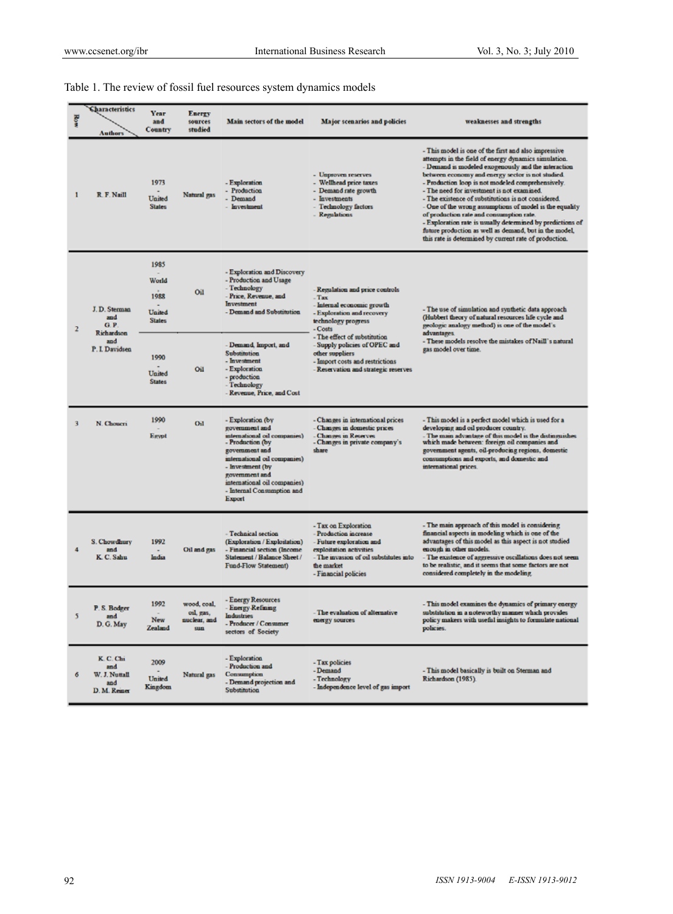Table 1. The review of fossil fuel resources system dynamics models

| Row | Characteristics / Authors | Year and Country | Energy sources studied | Main sectors of the model | Major scenarios and policies | weaknesses and strengths |
|---|---|---|---|---|---|---|
| 1 | R. F. Naill | 1973 - United States | Natural gas | - Exploration<br>- Production<br>- Demand<br>- Investment | - Unproven reserves<br>- Wellhead price taxes<br>- Demand rate growth<br>- Investments<br>- Technology factors<br>- Regulations | - This model is one of the first and also impressive attempts in the field of energy dynamics simulation.<br>- Demand is modeled exogenously and the interaction between economy and energy sector is not studied.<br>- Production loop is not modeled comprehensively.<br>- The need for investment is not examined.<br>- The existence of substitutions is not considered.<br>- One of the wrong assumptions of model is the equality of production rate and consumption rate.<br>- Exploration rate is usually determined by predictions of future production as well as demand, but in the model, this rate is determined by current rate of production. |
| 2 | J. D. Sterman and G. P. Richardson and P. I. Davidsen | 1985 - World<br>1988 - United States | Oil | - Exploration and Discovery<br>- Production and Usage<br>- Technology<br>- Price, Revenue, and Investment<br>- Demand and Substitution | - Regulation and price controls<br>- Tax<br>- Internal economic growth<br>- Exploration and recovery technology progress<br>- Costs<br>- The effect of substitution<br>- Supply policies of OPEC and other suppliers<br>- Import costs and restrictions<br>- Reservation and strategic reserves | - The use of simulation and synthetic data approach (Hubbert theory of natural resources life cycle and geologic analogy method) is one of the model's advantages.<br>- These models resolve the mistakes of Naill's natural gas model over time. |
| | | 1990 - United States | Oil | - Demand, Import, and Substitution<br>- Investment<br>- Exploration<br>- production<br>- Technology<br>- Revenue, Price, and Cost | | |
| 3 | N. Choucri | 1990 - Egypt | Oil | - Exploration (by government and international oil companies)<br>- Production (by government and international oil companies)<br>- Investment (by government and international oil companies)<br>- Internal Consumption and Export | - Changes in international prices<br>- Changes in domestic prices<br>- Changes in Reserves<br>- Changes in private company's share | - This model is a perfect model which is used for a developing and oil producer country.<br>- The main advantage of this model is the distinguishes which made between: foreign oil companies and government agents, oil-producing regions, domestic consumptions and exports, and domestic and international prices. |
| 4 | S. Chowdhury and K. C. Sahu | 1992 - India | Oil and gas | - Technical section (Exploration / Exploitation)<br>- Financial section (Income Statement / Balance Sheet / Fund-Flow Statement) | - Tax on Exploration<br>- Production increase<br>- Future exploration and exploitation activities<br>- The invasion of oil substitutes into the market<br>- Financial policies | - The main approach of this model is considering financial aspects in modeling which is one of the advantages of this model as this aspect is not studied enough in other models.<br>- The existence of aggressive oscillations does not seem to be realistic, and it seems that some factors are not considered completely in the modeling. |
| 5 | P. S. Bodger and D. G. May | 1992 - New Zealand | wood, coal, oil, gas, nuclear, and sun | - Energy Resources<br>- Energy Refining Industries<br>- Producer / Consumer sectors of Society | - The evaluation of alternative energy sources | - This model examines the dynamics of primary energy substitution in a noteworthy manner which provides policy makers with useful insights to formulate national policies. |
| 6 | K. C. Chi and W. J. Nuttall and D. M. Reiner | 2009 - United Kingdom | Natural gas | - Exploration<br>- Production and Consumption<br>- Demand projection and Substitution | - Tax policies<br>- Demand<br>- Technology<br>- Independence level of gas import | - This model basically is built on Sterman and Richardson (1985). |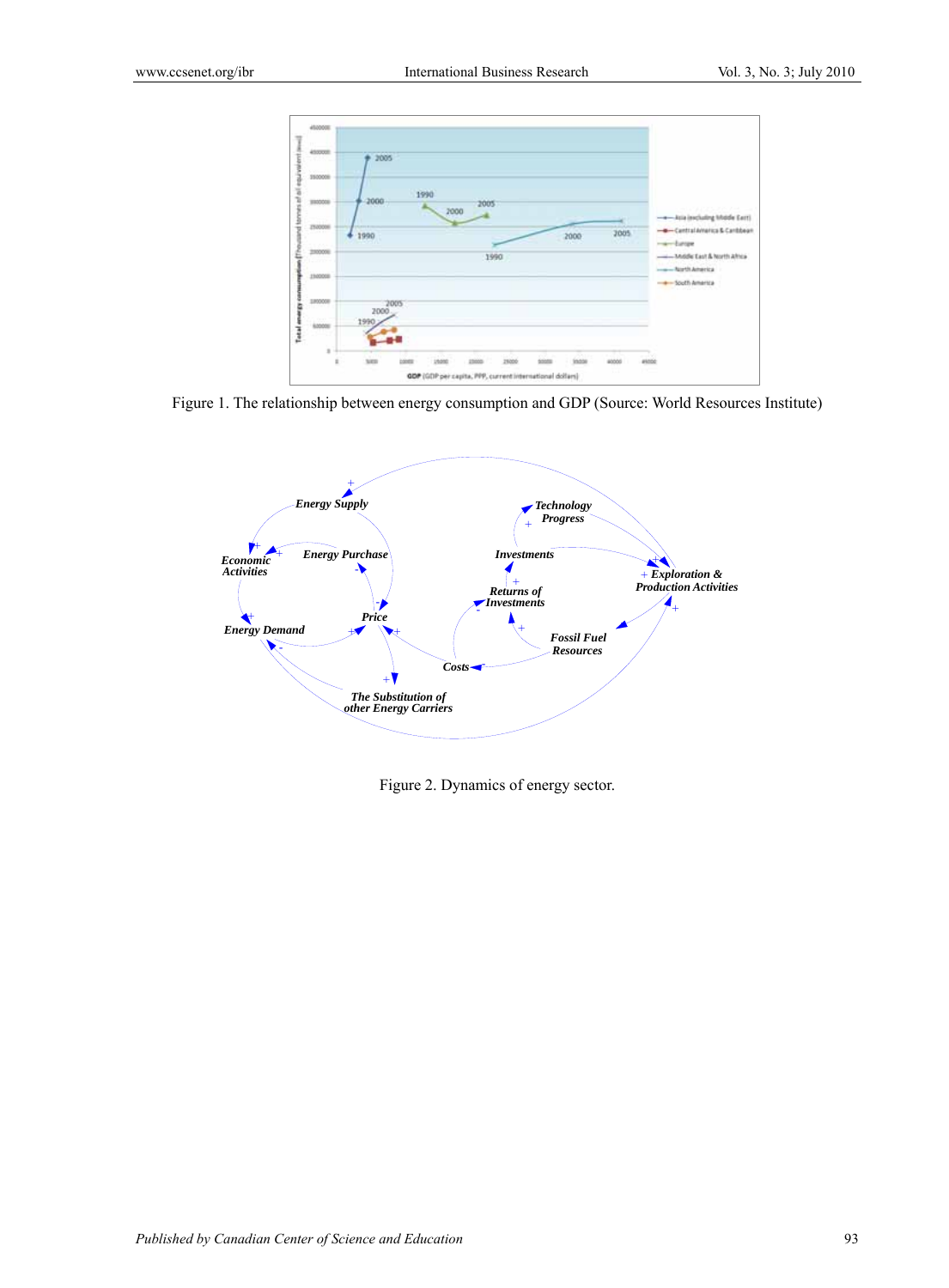Figure 1. The relationship between energy consumption and GDP (Source: World Resources Institute)

Figure 2. Dynamics of energy sector.